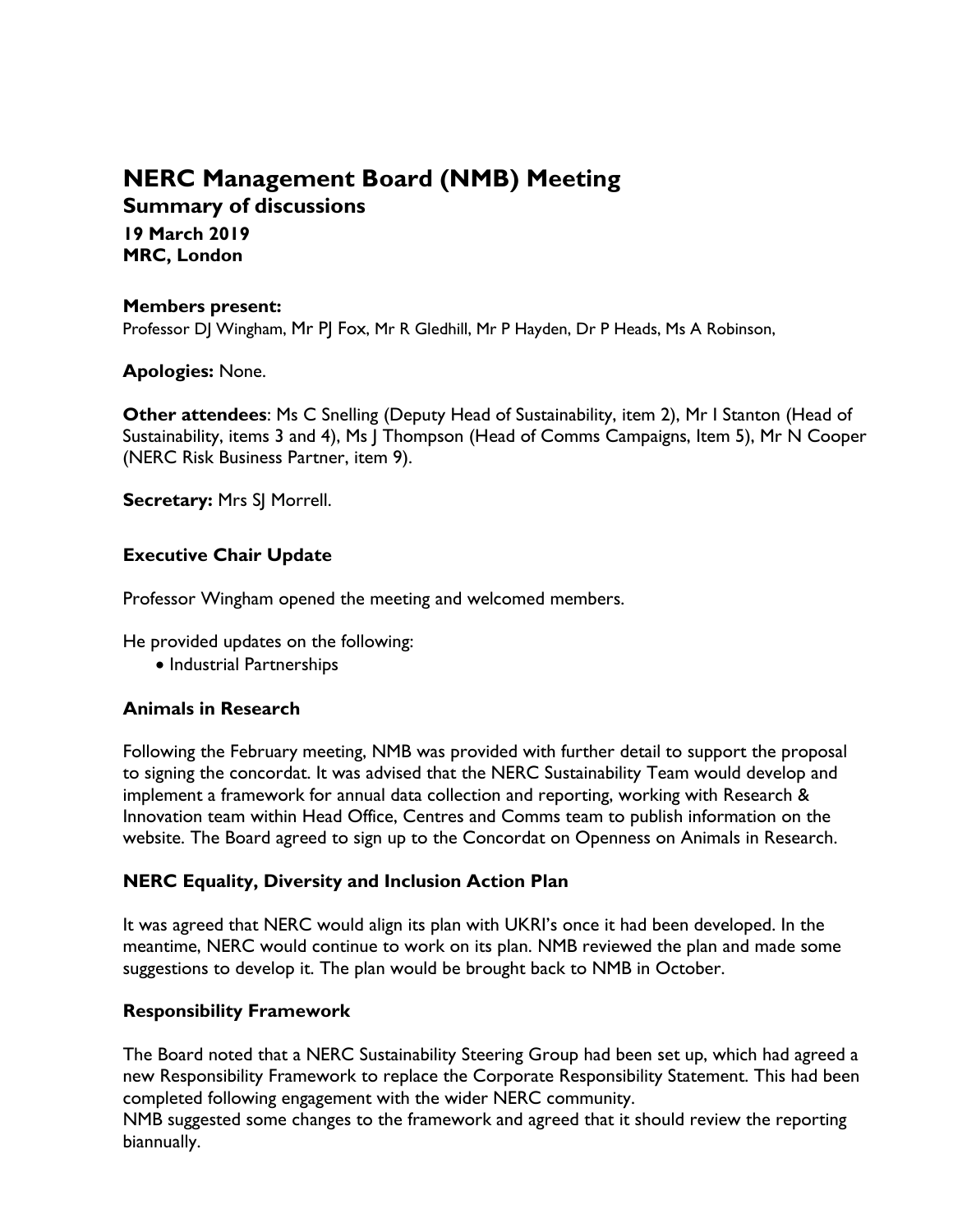# NERC Management Board (NMB) Meeting

## Summary of discussions

**19 March 2019**
**MRC, London**

**Members present:**
Professor DJ Wingham, Mr PJ Fox, Mr R Gledhill, Mr P Hayden, Dr P Heads, Ms A Robinson,

**Apologies:** None.

**Other attendees**: Ms C Snelling (Deputy Head of Sustainability, item 2), Mr I Stanton (Head of Sustainability, items 3 and 4), Ms J Thompson (Head of Comms Campaigns, Item 5), Mr N Cooper (NERC Risk Business Partner, item 9).

**Secretary:** Mrs SJ Morrell.

### Executive Chair Update

Professor Wingham opened the meeting and welcomed members.

He provided updates on the following:

- Industrial Partnerships

### Animals in Research

Following the February meeting, NMB was provided with further detail to support the proposal to signing the concordat. It was advised that the NERC Sustainability Team would develop and implement a framework for annual data collection and reporting, working with Research & Innovation team within Head Office, Centres and Comms team to publish information on the website. The Board agreed to sign up to the Concordat on Openness on Animals in Research.

### NERC Equality, Diversity and Inclusion Action Plan

It was agreed that NERC would align its plan with UKRI's once it had been developed. In the meantime, NERC would continue to work on its plan. NMB reviewed the plan and made some suggestions to develop it. The plan would be brought back to NMB in October.

### Responsibility Framework

The Board noted that a NERC Sustainability Steering Group had been set up, which had agreed a new Responsibility Framework to replace the Corporate Responsibility Statement. This had been completed following engagement with the wider NERC community.
NMB suggested some changes to the framework and agreed that it should review the reporting biannually.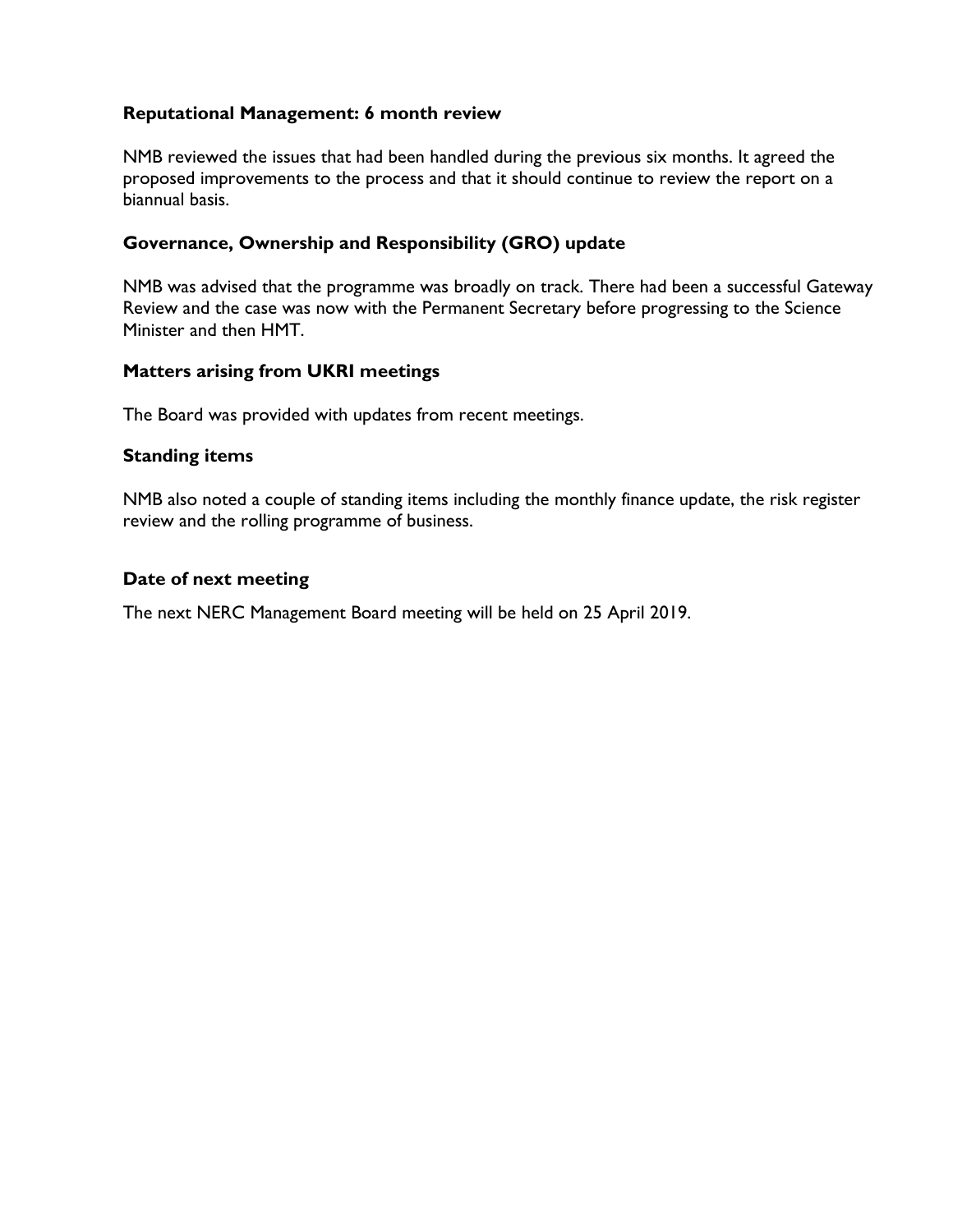### Reputational Management: 6 month review

NMB reviewed the issues that had been handled during the previous six months. It agreed the proposed improvements to the process and that it should continue to review the report on a biannual basis.

### Governance, Ownership and Responsibility (GRO) update

NMB was advised that the programme was broadly on track. There had been a successful Gateway Review and the case was now with the Permanent Secretary before progressing to the Science Minister and then HMT.

### Matters arising from UKRI meetings

The Board was provided with updates from recent meetings.

### Standing items

NMB also noted a couple of standing items including the monthly finance update, the risk register review and the rolling programme of business.

### Date of next meeting

The next NERC Management Board meeting will be held on 25 April 2019.